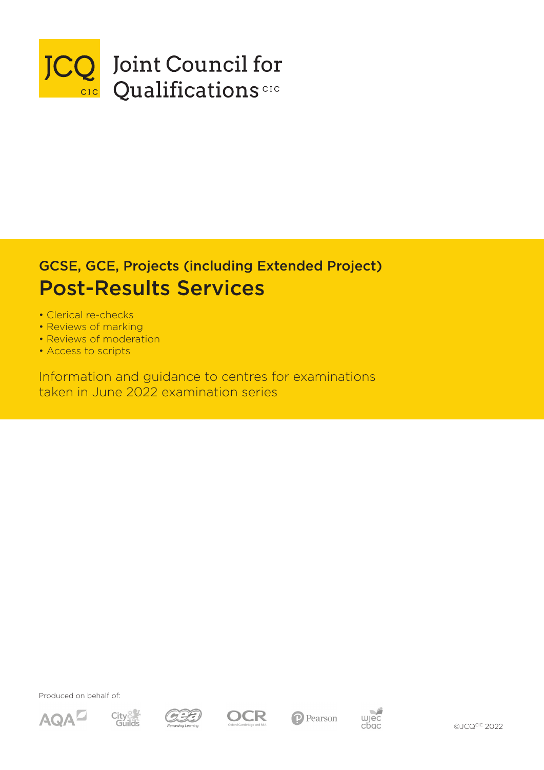JCQ CIC Joint Council for Qualifications CIC

## GCSE, GCE, Projects (including Extended Project)

# Post-Results Services

- Clerical re-checks
- Reviews of marking
- Reviews of moderation
- Access to scripts

Information and guidance to centres for examinations taken in June 2022 examination series

Produced on behalf of:

AQA, City & Guilds, CCEA, OCR, Pearson, WJEC CBAC

©JCQ[CIC] 2022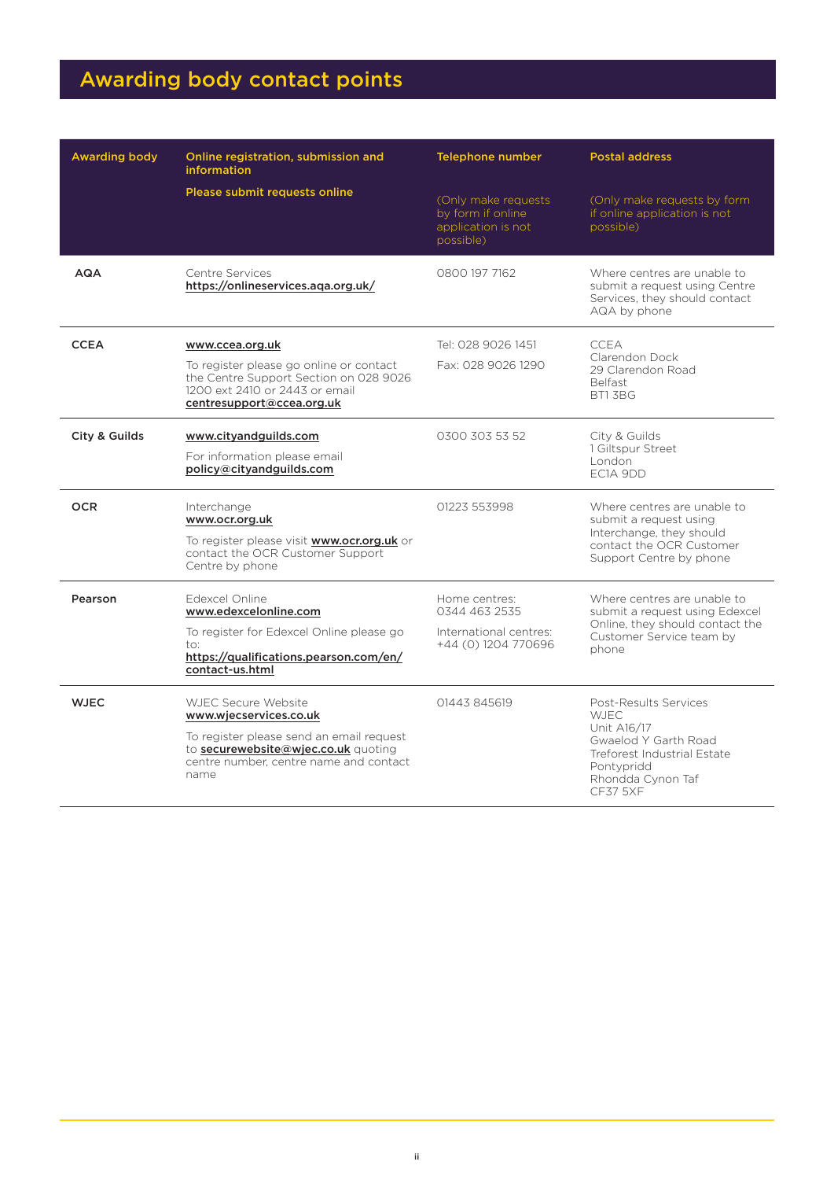# Awarding body contact points

| Awarding body | Online registration, submission and information<br><br>Please submit requests online | Telephone number<br><br>(Only make requests by form if online application is not possible) | Postal address<br><br>(Only make requests by form if online application is not possible) |
|---|---|---|---|
| **AQA** | Centre Services<br>**https://onlineservices.aqa.org.uk/** | 0800 197 7162 | Where centres are unable to submit a request using Centre Services, they should contact AQA by phone |
| **CCEA** | **www.ccea.org.uk**<br><br>To register please go online or contact the Centre Support Section on 028 9026 1200 ext 2410 or 2443 or email **centresupport@ccea.org.uk** | Tel: 028 9026 1451<br><br>Fax: 028 9026 1290 | CCEA<br>Clarendon Dock<br>29 Clarendon Road<br>Belfast<br>BT1 3BG |
| **City & Guilds** | **www.cityandguilds.com**<br><br>For information please email **policy@cityandguilds.com** | 0300 303 53 52 | City & Guilds<br>1 Giltspur Street<br>London<br>EC1A 9DD |
| **OCR** | Interchange<br>**www.ocr.org.uk**<br><br>To register please visit **www.ocr.org.uk** or contact the OCR Customer Support Centre by phone | 01223 553998 | Where centres are unable to submit a request using Interchange, they should contact the OCR Customer Support Centre by phone |
| **Pearson** | Edexcel Online<br>**www.edexcelonline.com**<br><br>To register for Edexcel Online please go to: **https://qualifications.pearson.com/en/contact-us.html** | Home centres:<br>0344 463 2535<br><br>International centres:<br>+44 (0) 1204 770696 | Where centres are unable to submit a request using Edexcel Online, they should contact the Customer Service team by phone |
| **WJEC** | WJEC Secure Website<br>**www.wjecservices.co.uk**<br><br>To register please send an email request to **securewebsite@wjec.co.uk** quoting centre number, centre name and contact name | 01443 845619 | Post-Results Services<br>WJEC<br>Unit A16/17<br>Gwaelod Y Garth Road<br>Treforest Industrial Estate<br>Pontypridd<br>Rhondda Cynon Taf<br>CF37 5XF |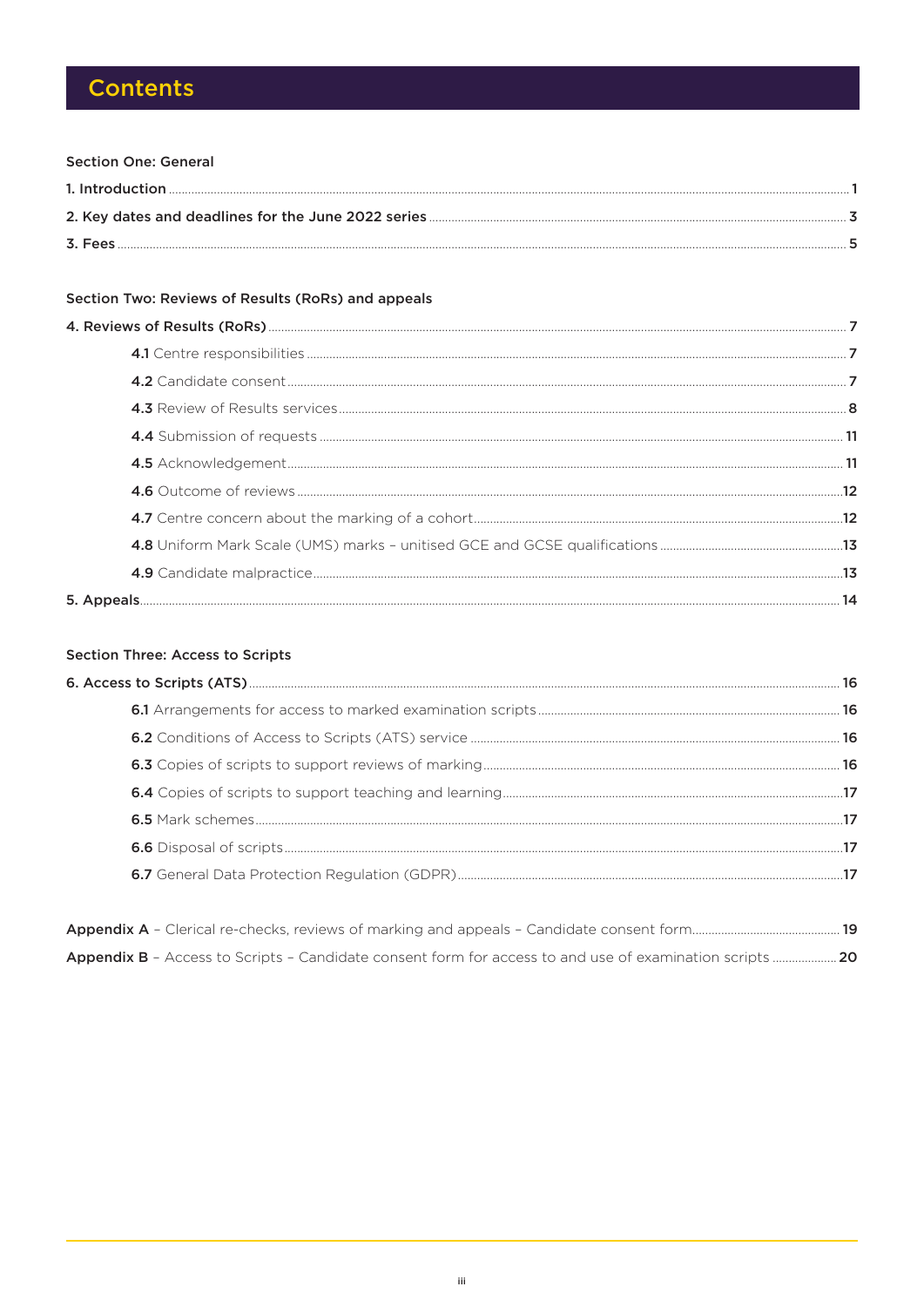# Contents

**Section One: General**

**1. Introduction** .......... 1

**2. Key dates and deadlines for the June 2022 series** .......... 3

**3. Fees** .......... 5

**Section Two: Reviews of Results (RoRs) and appeals**

**4. Reviews of Results (RoRs)** .......... 7

- **4.1** Centre responsibilities .......... 7
- **4.2** Candidate consent .......... 7
- **4.3** Review of Results services .......... 8
- **4.4** Submission of requests .......... 11
- **4.5** Acknowledgement .......... 11
- **4.6** Outcome of reviews .......... 12
- **4.7** Centre concern about the marking of a cohort .......... 12
- **4.8** Uniform Mark Scale (UMS) marks – unitised GCE and GCSE qualifications .......... 13
- **4.9** Candidate malpractice .......... 13

**5. Appeals** .......... 14

**Section Three: Access to Scripts**

**6. Access to Scripts (ATS)** .......... 16

- **6.1** Arrangements for access to marked examination scripts .......... 16
- **6.2** Conditions of Access to Scripts (ATS) service .......... 16
- **6.3** Copies of scripts to support reviews of marking .......... 16
- **6.4** Copies of scripts to support teaching and learning .......... 17
- **6.5** Mark schemes .......... 17
- **6.6** Disposal of scripts .......... 17
- **6.7** General Data Protection Regulation (GDPR) .......... 17

**Appendix A** – Clerical re-checks, reviews of marking and appeals – Candidate consent form .......... 19

**Appendix B** – Access to Scripts – Candidate consent form for access to and use of examination scripts .......... 20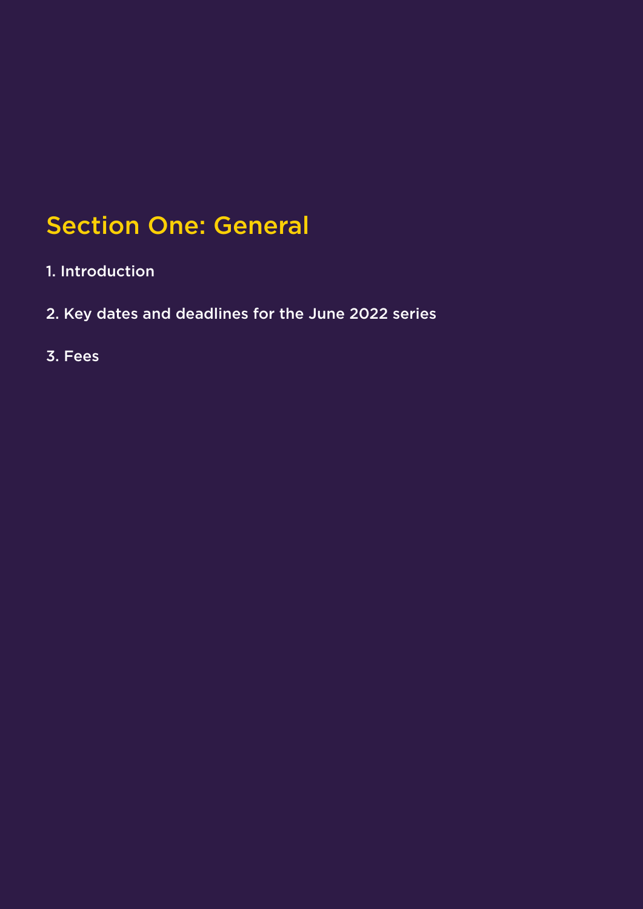# Section One: General

1. Introduction

2. Key dates and deadlines for the June 2022 series

3. Fees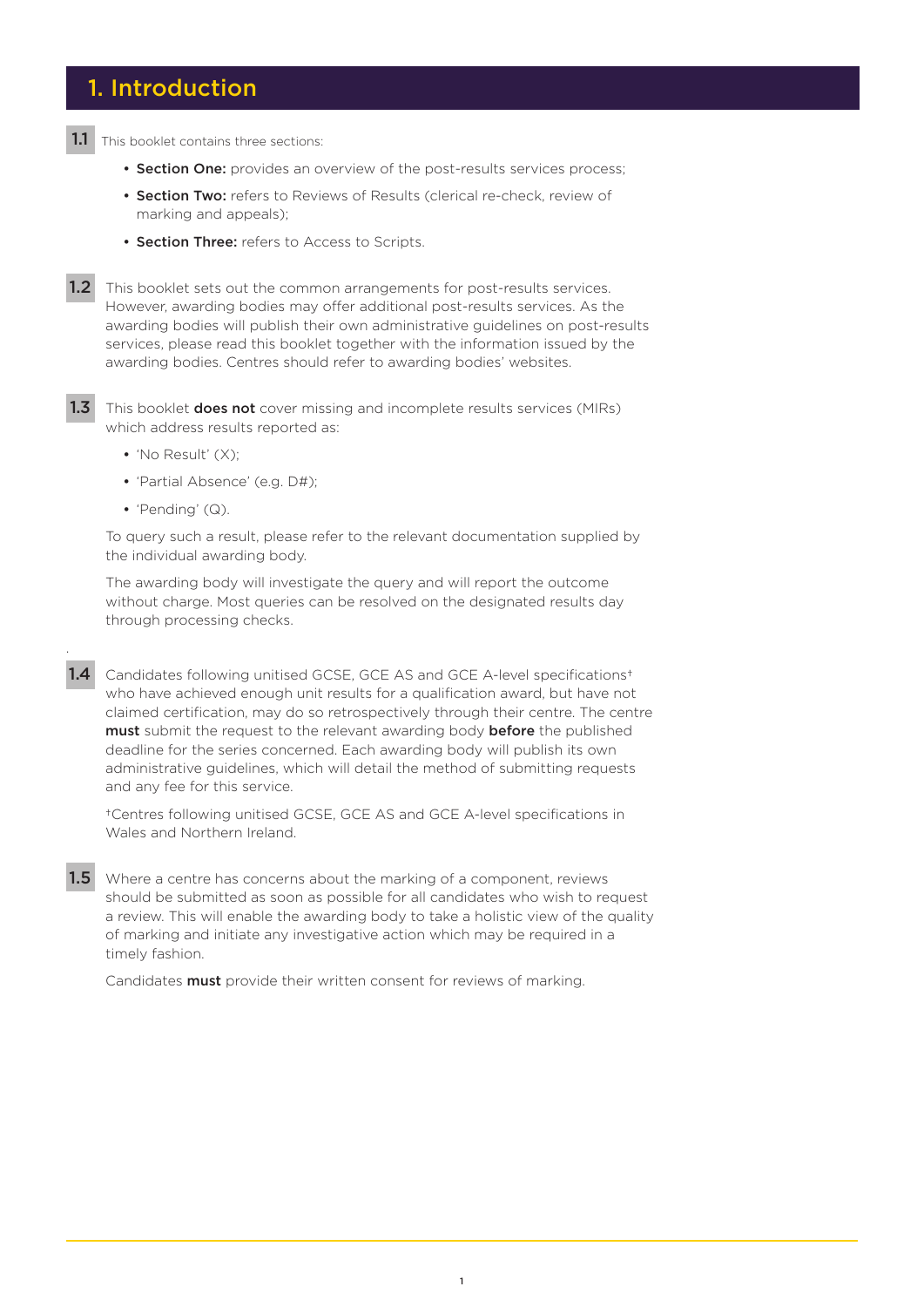# 1. Introduction

**1.1** This booklet contains three sections:

- **Section One:** provides an overview of the post-results services process;
- **Section Two:** refers to Reviews of Results (clerical re-check, review of marking and appeals);
- **Section Three:** refers to Access to Scripts.

**1.2** This booklet sets out the common arrangements for post-results services. However, awarding bodies may offer additional post-results services. As the awarding bodies will publish their own administrative guidelines on post-results services, please read this booklet together with the information issued by the awarding bodies. Centres should refer to awarding bodies' websites.

**1.3** This booklet **does not** cover missing and incomplete results services (MIRs) which address results reported as:

- 'No Result' (X);
- 'Partial Absence' (e.g. D#);
- 'Pending' (Q).

To query such a result, please refer to the relevant documentation supplied by the individual awarding body.

The awarding body will investigate the query and will report the outcome without charge. Most queries can be resolved on the designated results day through processing checks.

**1.4** Candidates following unitised GCSE, GCE AS and GCE A-level specifications[†] who have achieved enough unit results for a qualification award, but have not claimed certification, may do so retrospectively through their centre. The centre **must** submit the request to the relevant awarding body **before** the published deadline for the series concerned. Each awarding body will publish its own administrative guidelines, which will detail the method of submitting requests and any fee for this service.

[†]Centres following unitised GCSE, GCE AS and GCE A-level specifications in Wales and Northern Ireland.

**1.5** Where a centre has concerns about the marking of a component, reviews should be submitted as soon as possible for all candidates who wish to request a review. This will enable the awarding body to take a holistic view of the quality of marking and initiate any investigative action which may be required in a timely fashion.

Candidates **must** provide their written consent for reviews of marking.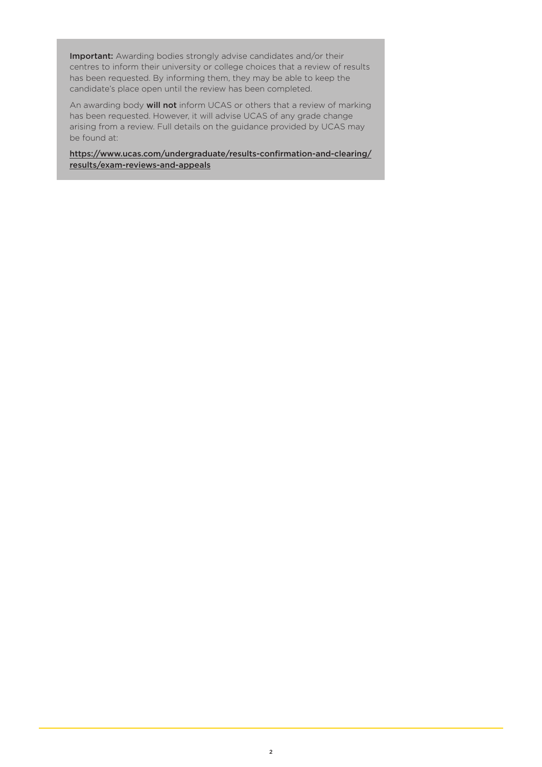**Important:** Awarding bodies strongly advise candidates and/or their centres to inform their university or college choices that a review of results has been requested. By informing them, they may be able to keep the candidate's place open until the review has been completed.

An awarding body **will not** inform UCAS or others that a review of marking has been requested. However, it will advise UCAS of any grade change arising from a review. Full details on the guidance provided by UCAS may be found at:

https://www.ucas.com/undergraduate/results-confirmation-and-clearing/results/exam-reviews-and-appeals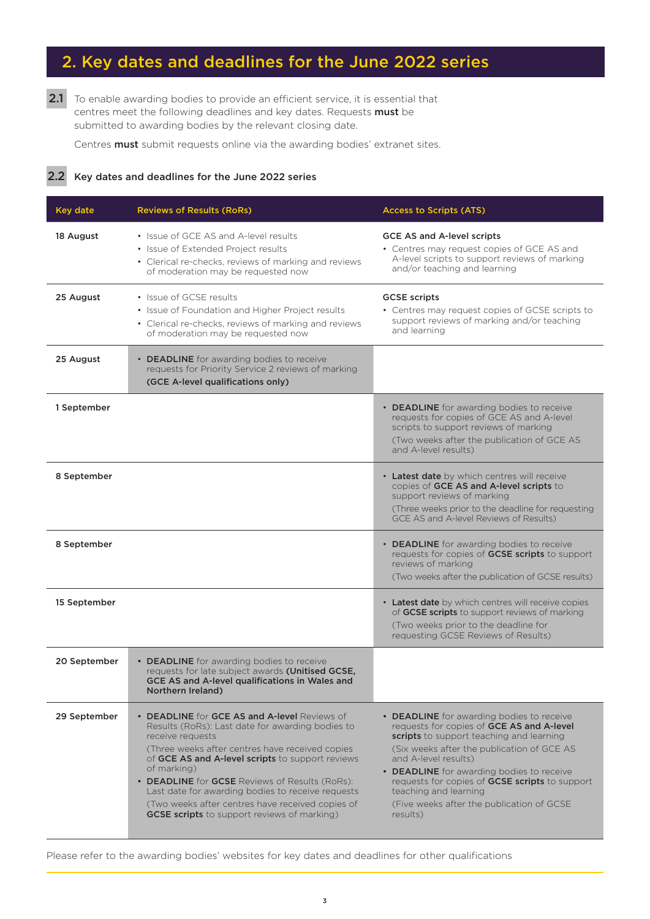# 2. Key dates and deadlines for the June 2022 series

**2.1** To enable awarding bodies to provide an efficient service, it is essential that centres meet the following deadlines and key dates. Requests **must** be submitted to awarding bodies by the relevant closing date.

Centres **must** submit requests online via the awarding bodies' extranet sites.

**2.2** **Key dates and deadlines for the June 2022 series**

| Key date | Reviews of Results (RoRs) | Access to Scripts (ATS) |
|---|---|---|
| **18 August** | • Issue of GCE AS and A-level results<br>• Issue of Extended Project results<br>• Clerical re-checks, reviews of marking and reviews of moderation may be requested now | **GCE AS and A-level scripts**<br>• Centres may request copies of GCE AS and A-level scripts to support reviews of marking and/or teaching and learning |
| **25 August** | • Issue of GCSE results<br>• Issue of Foundation and Higher Project results<br>• Clerical re-checks, reviews of marking and reviews of moderation may be requested now | **GCSE scripts**<br>• Centres may request copies of GCSE scripts to support reviews of marking and/or teaching and learning |
| **25 August** | • **DEADLINE** for awarding bodies to receive requests for Priority Service 2 reviews of marking **(GCE A-level qualifications only)** | |
| **1 September** | | • **DEADLINE** for awarding bodies to receive requests for copies of GCE AS and A-level scripts to support reviews of marking<br>(Two weeks after the publication of GCE AS and A-level results) |
| **8 September** | | • **Latest date** by which centres will receive copies of **GCE AS and A-level scripts** to support reviews of marking<br>(Three weeks prior to the deadline for requesting GCE AS and A-level Reviews of Results) |
| **8 September** | | • **DEADLINE** for awarding bodies to receive requests for copies of **GCSE scripts** to support reviews of marking<br>(Two weeks after the publication of GCSE results) |
| **15 September** | | • **Latest date** by which centres will receive copies of **GCSE scripts** to support reviews of marking<br>(Two weeks prior to the deadline for requesting GCSE Reviews of Results) |
| **20 September** | • **DEADLINE** for awarding bodies to receive requests for late subject awards **(Unitised GCSE, GCE AS and A-level qualifications in Wales and Northern Ireland)** | |
| **29 September** | • **DEADLINE** for **GCE AS and A-level** Reviews of Results (RoRs): Last date for awarding bodies to receive requests<br>(Three weeks after centres have received copies of **GCE AS and A-level scripts** to support reviews of marking)<br>• **DEADLINE** for **GCSE** Reviews of Results (RoRs): Last date for awarding bodies to receive requests<br>(Two weeks after centres have received copies of **GCSE scripts** to support reviews of marking) | • **DEADLINE** for awarding bodies to receive requests for copies of **GCE AS and A-level scripts** to support teaching and learning<br>(Six weeks after the publication of GCE AS and A-level results)<br>• **DEADLINE** for awarding bodies to receive requests for copies of **GCSE scripts** to support teaching and learning<br>(Five weeks after the publication of GCSE results) |

Please refer to the awarding bodies' websites for key dates and deadlines for other qualifications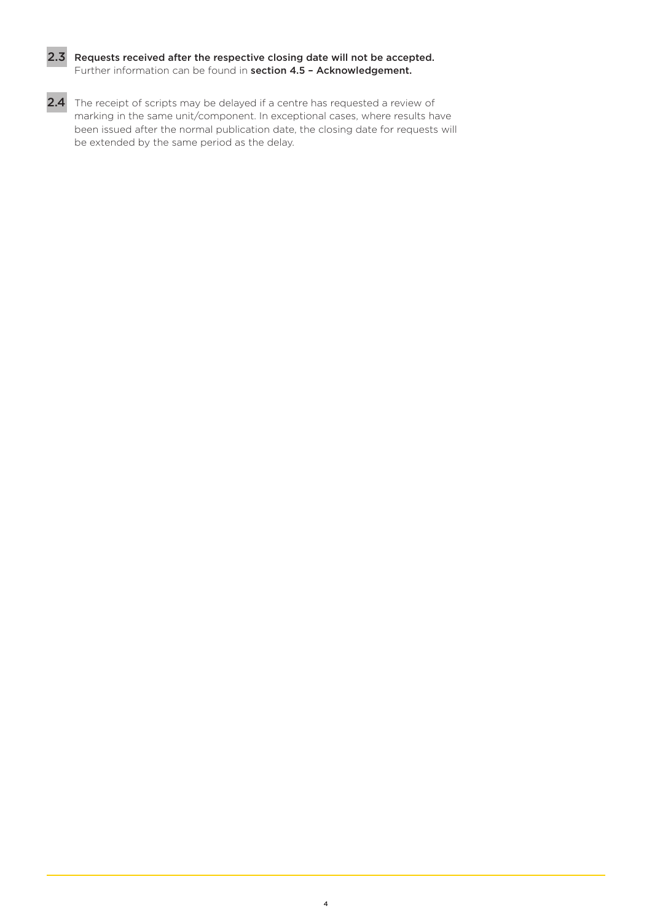**2.3** **Requests received after the respective closing date will not be accepted.** Further information can be found in **section 4.5 – Acknowledgement.**

**2.4** The receipt of scripts may be delayed if a centre has requested a review of marking in the same unit/component. In exceptional cases, where results have been issued after the normal publication date, the closing date for requests will be extended by the same period as the delay.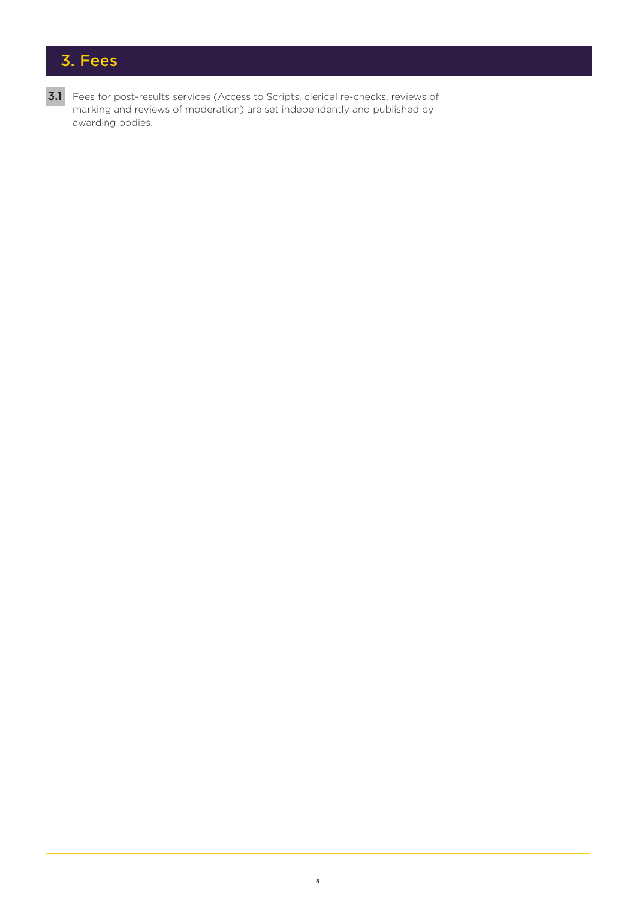# 3. Fees

**3.1** Fees for post-results services (Access to Scripts, clerical re-checks, reviews of marking and reviews of moderation) are set independently and published by awarding bodies.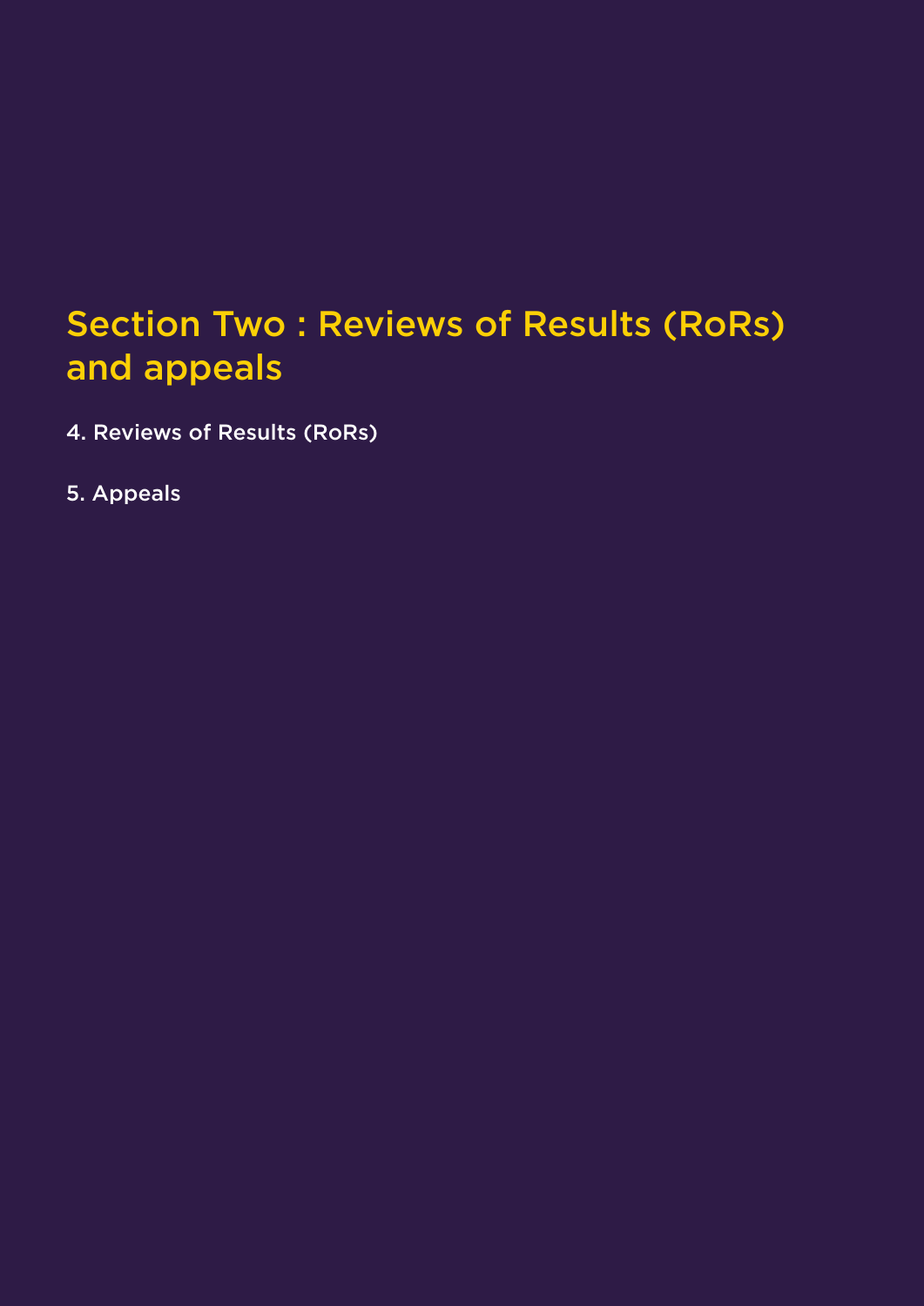# Section Two : Reviews of Results (RoRs) and appeals

4. Reviews of Results (RoRs)

5. Appeals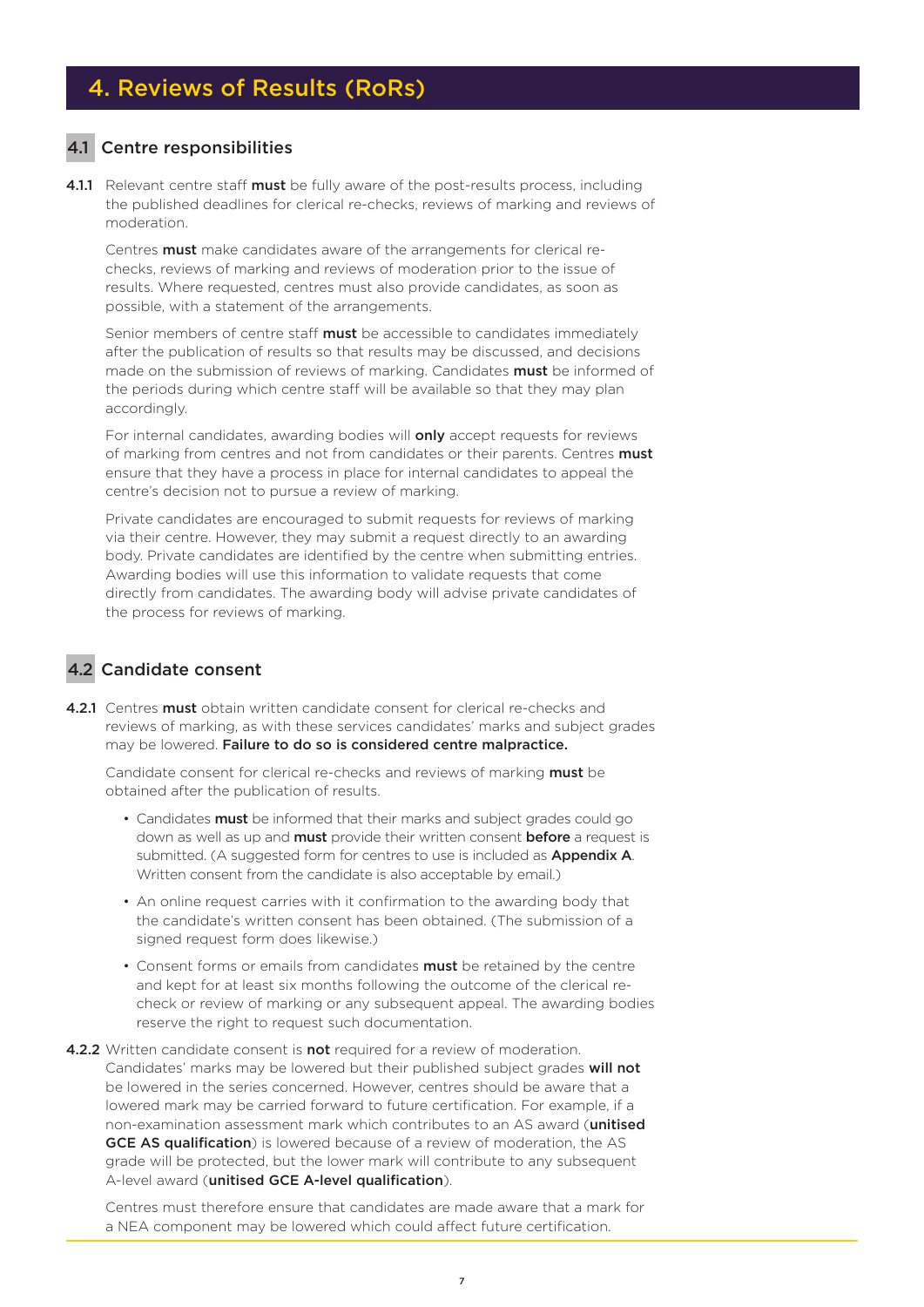# 4. Reviews of Results (RoRs)

## 4.1 Centre responsibilities

**4.1.1** Relevant centre staff **must** be fully aware of the post-results process, including the published deadlines for clerical re-checks, reviews of marking and reviews of moderation.

Centres **must** make candidates aware of the arrangements for clerical re-checks, reviews of marking and reviews of moderation prior to the issue of results. Where requested, centres must also provide candidates, as soon as possible, with a statement of the arrangements.

Senior members of centre staff **must** be accessible to candidates immediately after the publication of results so that results may be discussed, and decisions made on the submission of reviews of marking. Candidates **must** be informed of the periods during which centre staff will be available so that they may plan accordingly.

For internal candidates, awarding bodies will **only** accept requests for reviews of marking from centres and not from candidates or their parents. Centres **must** ensure that they have a process in place for internal candidates to appeal the centre's decision not to pursue a review of marking.

Private candidates are encouraged to submit requests for reviews of marking via their centre. However, they may submit a request directly to an awarding body. Private candidates are identified by the centre when submitting entries. Awarding bodies will use this information to validate requests that come directly from candidates. The awarding body will advise private candidates of the process for reviews of marking.

## 4.2 Candidate consent

**4.2.1** Centres **must** obtain written candidate consent for clerical re-checks and reviews of marking, as with these services candidates' marks and subject grades may be lowered. **Failure to do so is considered centre malpractice.**

Candidate consent for clerical re-checks and reviews of marking **must** be obtained after the publication of results.

- Candidates **must** be informed that their marks and subject grades could go down as well as up and **must** provide their written consent **before** a request is submitted. (A suggested form for centres to use is included as **Appendix A**. Written consent from the candidate is also acceptable by email.)
- An online request carries with it confirmation to the awarding body that the candidate's written consent has been obtained. (The submission of a signed request form does likewise.)
- Consent forms or emails from candidates **must** be retained by the centre and kept for at least six months following the outcome of the clerical re-check or review of marking or any subsequent appeal. The awarding bodies reserve the right to request such documentation.

**4.2.2** Written candidate consent is **not** required for a review of moderation. Candidates' marks may be lowered but their published subject grades **will not** be lowered in the series concerned. However, centres should be aware that a lowered mark may be carried forward to future certification. For example, if a non-examination assessment mark which contributes to an AS award (**unitised GCE AS qualification**) is lowered because of a review of moderation, the AS grade will be protected, but the lower mark will contribute to any subsequent A-level award (**unitised GCE A-level qualification**).

Centres must therefore ensure that candidates are made aware that a mark for a NEA component may be lowered which could affect future certification.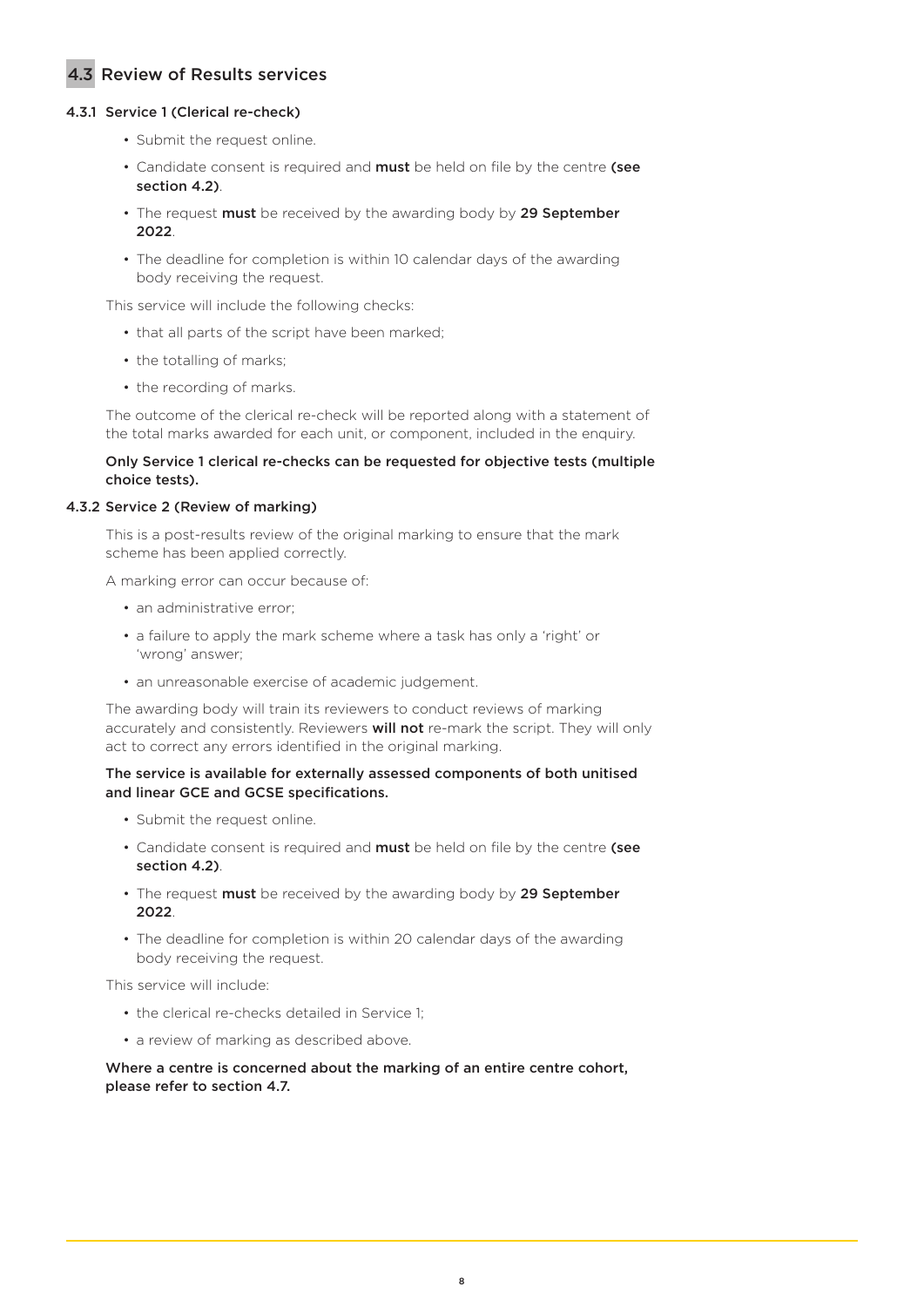## 4.3 Review of Results services

### 4.3.1 Service 1 (Clerical re-check)

- Submit the request online.
- Candidate consent is required and **must** be held on file by the centre **(see section 4.2)**.
- The request **must** be received by the awarding body by **29 September 2022**.
- The deadline for completion is within 10 calendar days of the awarding body receiving the request.

This service will include the following checks:

- that all parts of the script have been marked;
- the totalling of marks;
- the recording of marks.

The outcome of the clerical re-check will be reported along with a statement of the total marks awarded for each unit, or component, included in the enquiry.

**Only Service 1 clerical re-checks can be requested for objective tests (multiple choice tests).**

### 4.3.2 Service 2 (Review of marking)

This is a post-results review of the original marking to ensure that the mark scheme has been applied correctly.

A marking error can occur because of:

- an administrative error;
- a failure to apply the mark scheme where a task has only a 'right' or 'wrong' answer;
- an unreasonable exercise of academic judgement.

The awarding body will train its reviewers to conduct reviews of marking accurately and consistently. Reviewers **will not** re-mark the script. They will only act to correct any errors identified in the original marking.

**The service is available for externally assessed components of both unitised and linear GCE and GCSE specifications.**

- Submit the request online.
- Candidate consent is required and **must** be held on file by the centre **(see section 4.2)**.
- The request **must** be received by the awarding body by **29 September 2022**.
- The deadline for completion is within 20 calendar days of the awarding body receiving the request.

This service will include:

- the clerical re-checks detailed in Service 1;
- a review of marking as described above.

**Where a centre is concerned about the marking of an entire centre cohort, please refer to section 4.7.**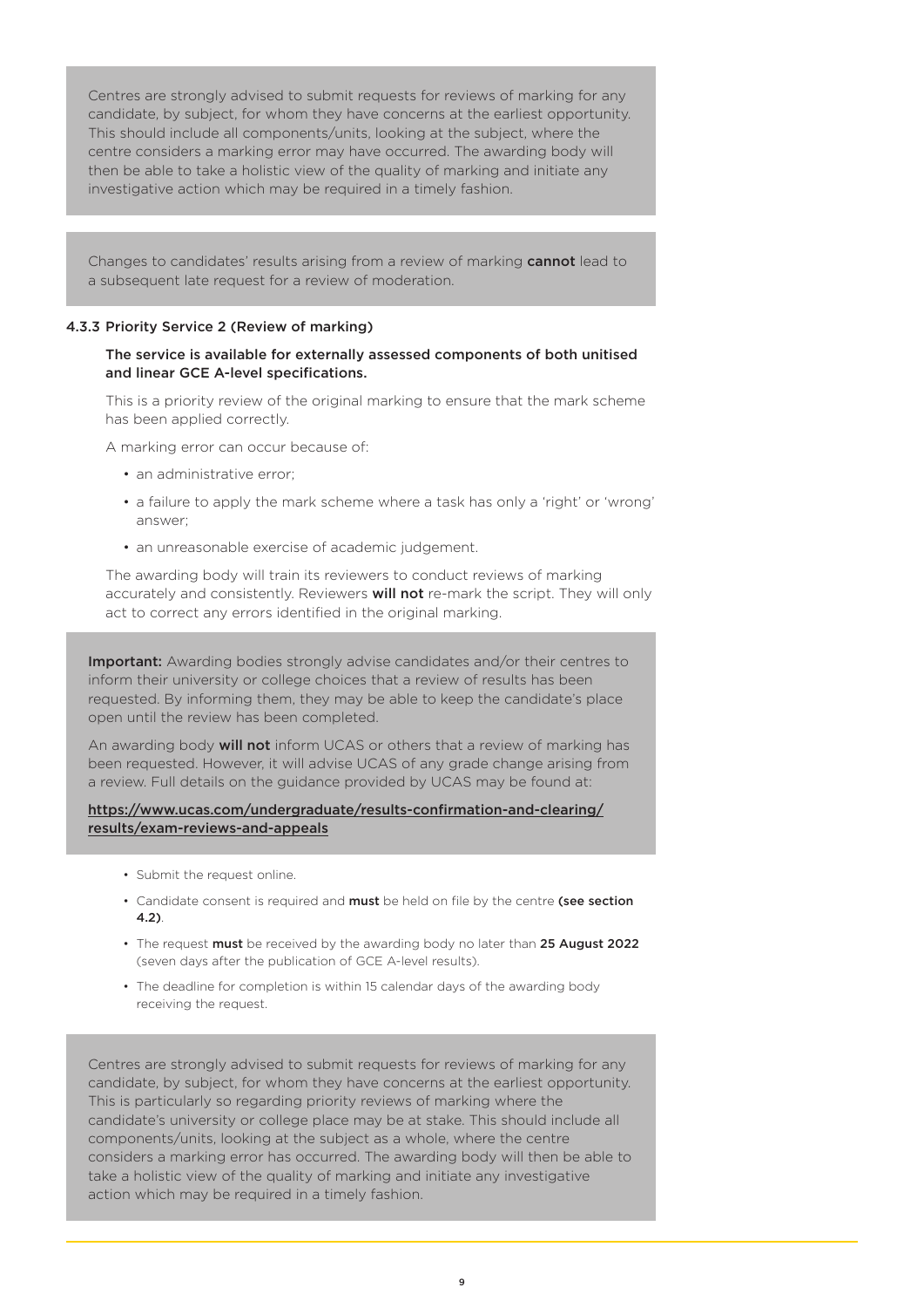Centres are strongly advised to submit requests for reviews of marking for any candidate, by subject, for whom they have concerns at the earliest opportunity. This should include all components/units, looking at the subject, where the centre considers a marking error may have occurred. The awarding body will then be able to take a holistic view of the quality of marking and initiate any investigative action which may be required in a timely fashion.

Changes to candidates' results arising from a review of marking **cannot** lead to a subsequent late request for a review of moderation.

### 4.3.3 Priority Service 2 (Review of marking)

**The service is available for externally assessed components of both unitised and linear GCE A-level specifications.**

This is a priority review of the original marking to ensure that the mark scheme has been applied correctly.

A marking error can occur because of:

- an administrative error;
- a failure to apply the mark scheme where a task has only a 'right' or 'wrong' answer;
- an unreasonable exercise of academic judgement.

The awarding body will train its reviewers to conduct reviews of marking accurately and consistently. Reviewers **will not** re-mark the script. They will only act to correct any errors identified in the original marking.

**Important:** Awarding bodies strongly advise candidates and/or their centres to inform their university or college choices that a review of results has been requested. By informing them, they may be able to keep the candidate's place open until the review has been completed.

An awarding body **will not** inform UCAS or others that a review of marking has been requested. However, it will advise UCAS of any grade change arising from a review. Full details on the guidance provided by UCAS may be found at:

https://www.ucas.com/undergraduate/results-confirmation-and-clearing/results/exam-reviews-and-appeals

- Submit the request online.
- Candidate consent is required and **must** be held on file by the centre **(see section 4.2)**.
- The request **must** be received by the awarding body no later than **25 August 2022** (seven days after the publication of GCE A-level results).
- The deadline for completion is within 15 calendar days of the awarding body receiving the request.

Centres are strongly advised to submit requests for reviews of marking for any candidate, by subject, for whom they have concerns at the earliest opportunity. This is particularly so regarding priority reviews of marking where the candidate's university or college place may be at stake. This should include all components/units, looking at the subject as a whole, where the centre considers a marking error has occurred. The awarding body will then be able to take a holistic view of the quality of marking and initiate any investigative action which may be required in a timely fashion.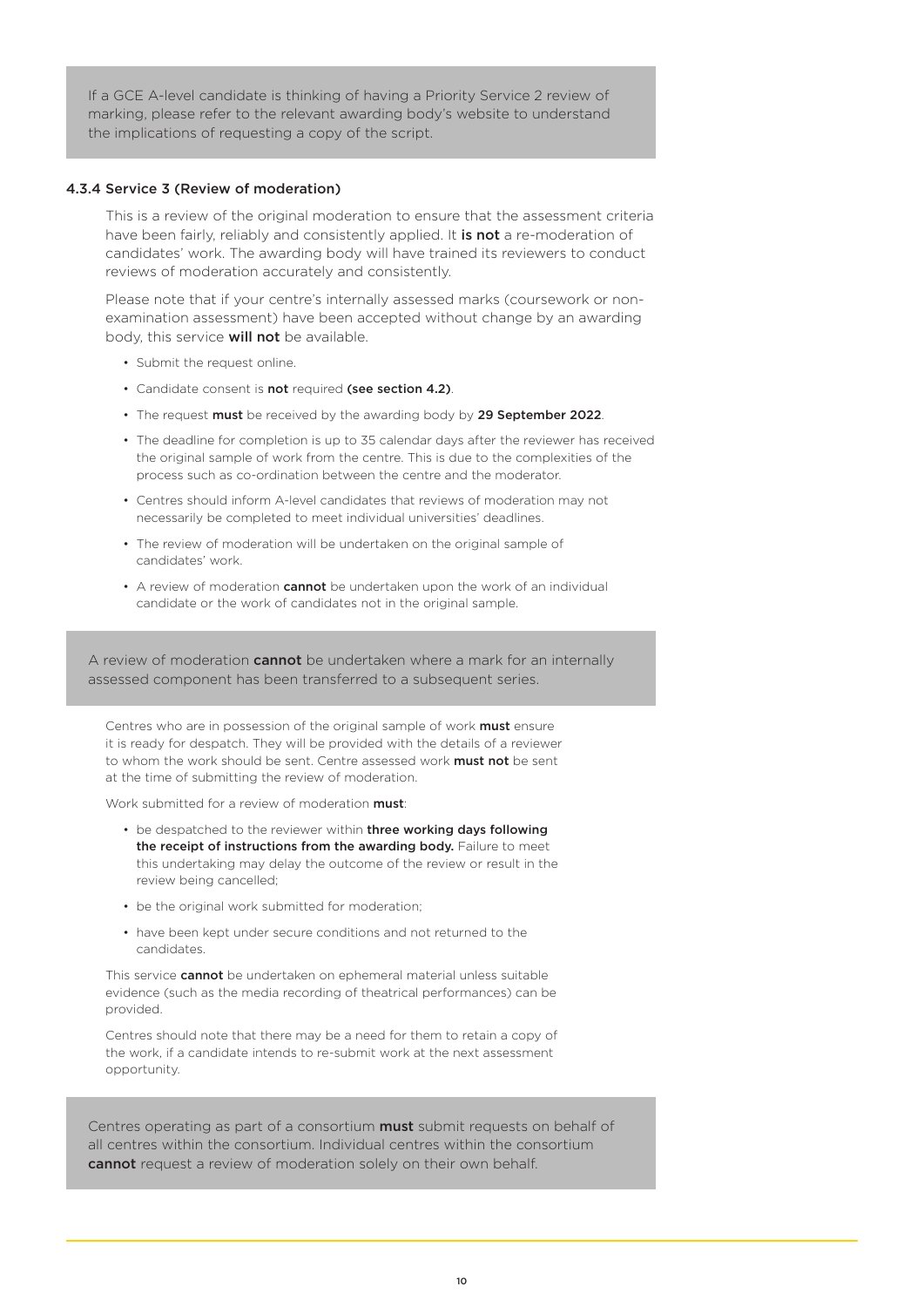If a GCE A-level candidate is thinking of having a Priority Service 2 review of marking, please refer to the relevant awarding body's website to understand the implications of requesting a copy of the script.

#### 4.3.4 Service 3 (Review of moderation)

This is a review of the original moderation to ensure that the assessment criteria have been fairly, reliably and consistently applied. It **is not** a re-moderation of candidates' work. The awarding body will have trained its reviewers to conduct reviews of moderation accurately and consistently.

Please note that if your centre's internally assessed marks (coursework or non-examination assessment) have been accepted without change by an awarding body, this service **will not** be available.

- Submit the request online.
- Candidate consent is **not** required **(see section 4.2)**.
- The request **must** be received by the awarding body by **29 September 2022**.
- The deadline for completion is up to 35 calendar days after the reviewer has received the original sample of work from the centre. This is due to the complexities of the process such as co-ordination between the centre and the moderator.
- Centres should inform A-level candidates that reviews of moderation may not necessarily be completed to meet individual universities' deadlines.
- The review of moderation will be undertaken on the original sample of candidates' work.
- A review of moderation **cannot** be undertaken upon the work of an individual candidate or the work of candidates not in the original sample.

A review of moderation **cannot** be undertaken where a mark for an internally assessed component has been transferred to a subsequent series.

Centres who are in possession of the original sample of work **must** ensure it is ready for despatch. They will be provided with the details of a reviewer to whom the work should be sent. Centre assessed work **must not** be sent at the time of submitting the review of moderation.

Work submitted for a review of moderation **must**:

- be despatched to the reviewer within **three working days following the receipt of instructions from the awarding body.** Failure to meet this undertaking may delay the outcome of the review or result in the review being cancelled;
- be the original work submitted for moderation;
- have been kept under secure conditions and not returned to the candidates.

This service **cannot** be undertaken on ephemeral material unless suitable evidence (such as the media recording of theatrical performances) can be provided.

Centres should note that there may be a need for them to retain a copy of the work, if a candidate intends to re-submit work at the next assessment opportunity.

Centres operating as part of a consortium **must** submit requests on behalf of all centres within the consortium. Individual centres within the consortium **cannot** request a review of moderation solely on their own behalf.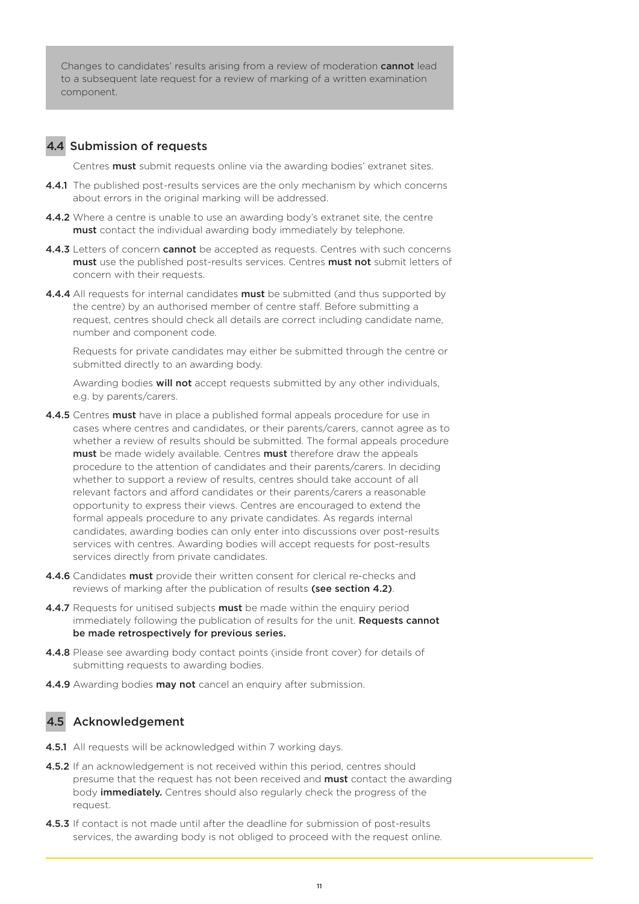Changes to candidates' results arising from a review of moderation **cannot** lead to a subsequent late request for a review of marking of a written examination component.

## 4.4 Submission of requests

Centres **must** submit requests online via the awarding bodies' extranet sites.

**4.4.1** The published post-results services are the only mechanism by which concerns about errors in the original marking will be addressed.

**4.4.2** Where a centre is unable to use an awarding body's extranet site, the centre **must** contact the individual awarding body immediately by telephone.

**4.4.3** Letters of concern **cannot** be accepted as requests. Centres with such concerns **must** use the published post-results services. Centres **must not** submit letters of concern with their requests.

**4.4.4** All requests for internal candidates **must** be submitted (and thus supported by the centre) by an authorised member of centre staff. Before submitting a request, centres should check all details are correct including candidate name, number and component code.

Requests for private candidates may either be submitted through the centre or submitted directly to an awarding body.

Awarding bodies **will not** accept requests submitted by any other individuals, e.g. by parents/carers.

**4.4.5** Centres **must** have in place a published formal appeals procedure for use in cases where centres and candidates, or their parents/carers, cannot agree as to whether a review of results should be submitted. The formal appeals procedure **must** be made widely available. Centres **must** therefore draw the appeals procedure to the attention of candidates and their parents/carers. In deciding whether to support a review of results, centres should take account of all relevant factors and afford candidates or their parents/carers a reasonable opportunity to express their views. Centres are encouraged to extend the formal appeals procedure to any private candidates. As regards internal candidates, awarding bodies can only enter into discussions over post-results services with centres. Awarding bodies will accept requests for post-results services directly from private candidates.

**4.4.6** Candidates **must** provide their written consent for clerical re-checks and reviews of marking after the publication of results **(see section 4.2)**.

**4.4.7** Requests for unitised subjects **must** be made within the enquiry period immediately following the publication of results for the unit. **Requests cannot be made retrospectively for previous series.**

**4.4.8** Please see awarding body contact points (inside front cover) for details of submitting requests to awarding bodies.

**4.4.9** Awarding bodies **may not** cancel an enquiry after submission.

## 4.5 Acknowledgement

**4.5.1** All requests will be acknowledged within 7 working days.

**4.5.2** If an acknowledgement is not received within this period, centres should presume that the request has not been received and **must** contact the awarding body **immediately.** Centres should also regularly check the progress of the request.

**4.5.3** If contact is not made until after the deadline for submission of post-results services, the awarding body is not obliged to proceed with the request online.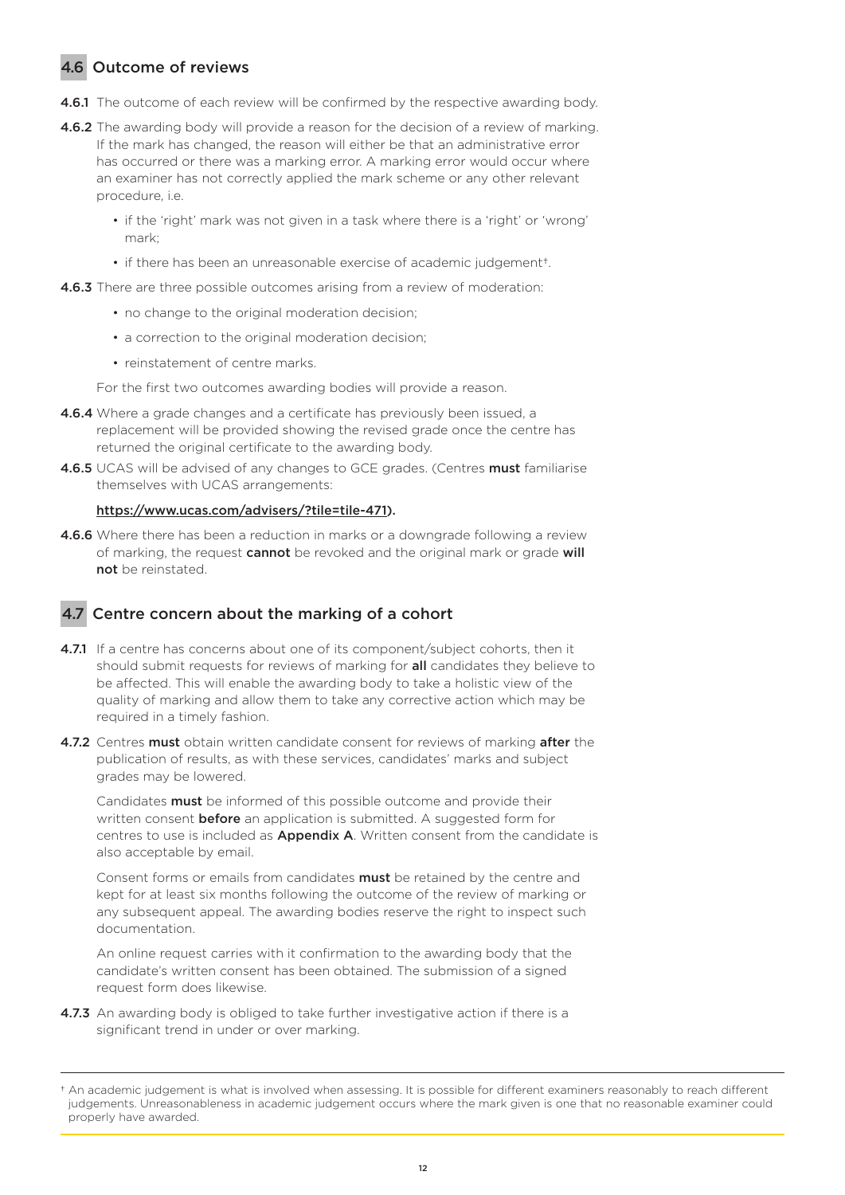## 4.6 Outcome of reviews

**4.6.1** The outcome of each review will be confirmed by the respective awarding body.

**4.6.2** The awarding body will provide a reason for the decision of a review of marking. If the mark has changed, the reason will either be that an administrative error has occurred or there was a marking error. A marking error would occur where an examiner has not correctly applied the mark scheme or any other relevant procedure, i.e.

- if the 'right' mark was not given in a task where there is a 'right' or 'wrong' mark;
- if there has been an unreasonable exercise of academic judgement†.

**4.6.3** There are three possible outcomes arising from a review of moderation:

- no change to the original moderation decision;
- a correction to the original moderation decision;
- reinstatement of centre marks.

For the first two outcomes awarding bodies will provide a reason.

**4.6.4** Where a grade changes and a certificate has previously been issued, a replacement will be provided showing the revised grade once the centre has returned the original certificate to the awarding body.

**4.6.5** UCAS will be advised of any changes to GCE grades. (Centres **must** familiarise themselves with UCAS arrangements:

**https://www.ucas.com/advisers/?tile=tile-471).**

**4.6.6** Where there has been a reduction in marks or a downgrade following a review of marking, the request **cannot** be revoked and the original mark or grade **will not** be reinstated.

## 4.7 Centre concern about the marking of a cohort

**4.7.1** If a centre has concerns about one of its component/subject cohorts, then it should submit requests for reviews of marking for **all** candidates they believe to be affected. This will enable the awarding body to take a holistic view of the quality of marking and allow them to take any corrective action which may be required in a timely fashion.

**4.7.2** Centres **must** obtain written candidate consent for reviews of marking **after** the publication of results, as with these services, candidates' marks and subject grades may be lowered.

Candidates **must** be informed of this possible outcome and provide their written consent **before** an application is submitted. A suggested form for centres to use is included as **Appendix A**. Written consent from the candidate is also acceptable by email.

Consent forms or emails from candidates **must** be retained by the centre and kept for at least six months following the outcome of the review of marking or any subsequent appeal. The awarding bodies reserve the right to inspect such documentation.

An online request carries with it confirmation to the awarding body that the candidate's written consent has been obtained. The submission of a signed request form does likewise.

**4.7.3** An awarding body is obliged to take further investigative action if there is a significant trend in under or over marking.

---

† An academic judgement is what is involved when assessing. It is possible for different examiners reasonably to reach different judgements. Unreasonableness in academic judgement occurs where the mark given is one that no reasonable examiner could properly have awarded.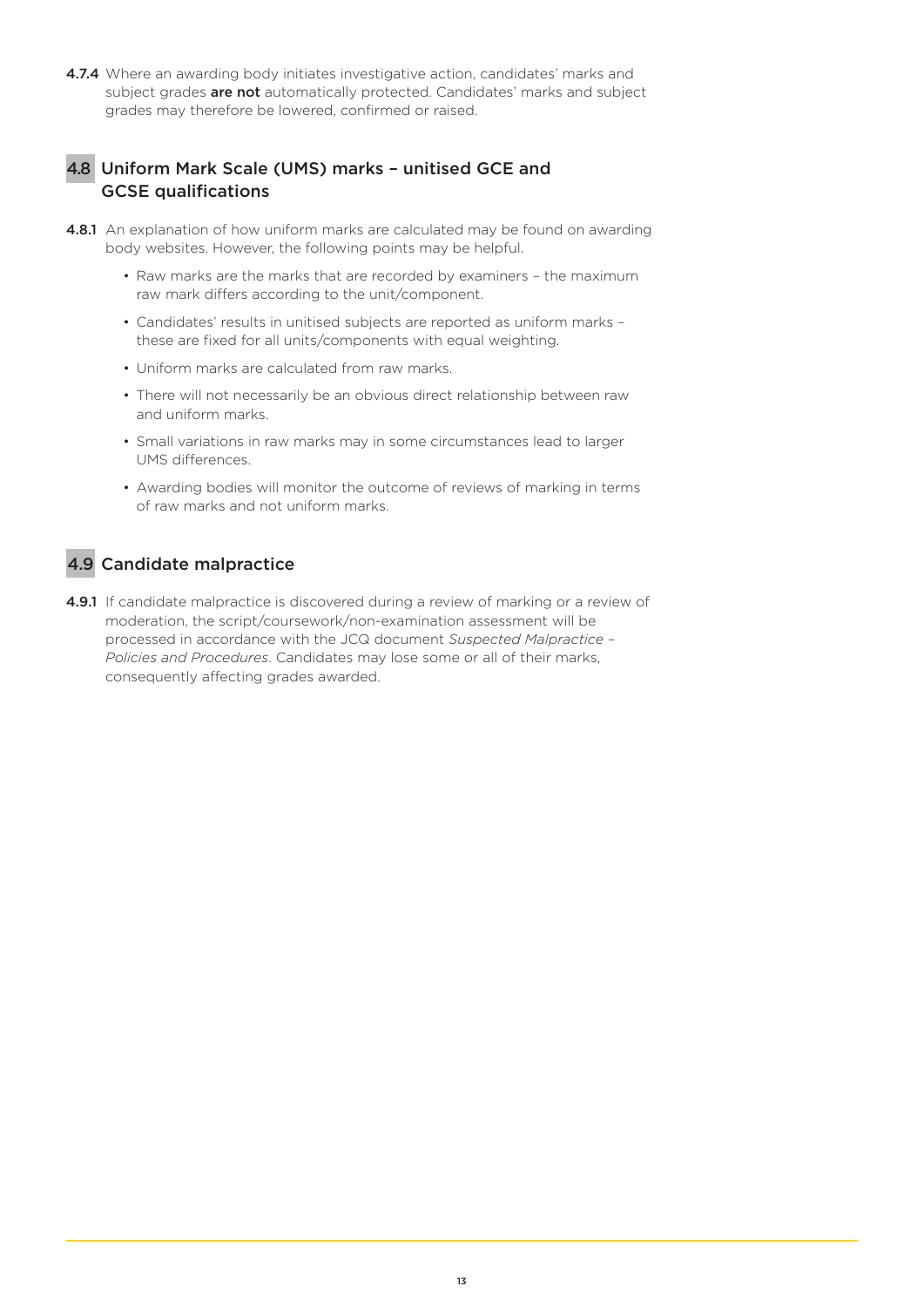**4.7.4** Where an awarding body initiates investigative action, candidates' marks and subject grades **are not** automatically protected. Candidates' marks and subject grades may therefore be lowered, confirmed or raised.

## 4.8 Uniform Mark Scale (UMS) marks – unitised GCE and GCSE qualifications

**4.8.1** An explanation of how uniform marks are calculated may be found on awarding body websites. However, the following points may be helpful.

- Raw marks are the marks that are recorded by examiners – the maximum raw mark differs according to the unit/component.
- Candidates' results in unitised subjects are reported as uniform marks – these are fixed for all units/components with equal weighting.
- Uniform marks are calculated from raw marks.
- There will not necessarily be an obvious direct relationship between raw and uniform marks.
- Small variations in raw marks may in some circumstances lead to larger UMS differences.
- Awarding bodies will monitor the outcome of reviews of marking in terms of raw marks and not uniform marks.

## 4.9 Candidate malpractice

**4.9.1** If candidate malpractice is discovered during a review of marking or a review of moderation, the script/coursework/non-examination assessment will be processed in accordance with the JCQ document *Suspected Malpractice – Policies and Procedures*. Candidates may lose some or all of their marks, consequently affecting grades awarded.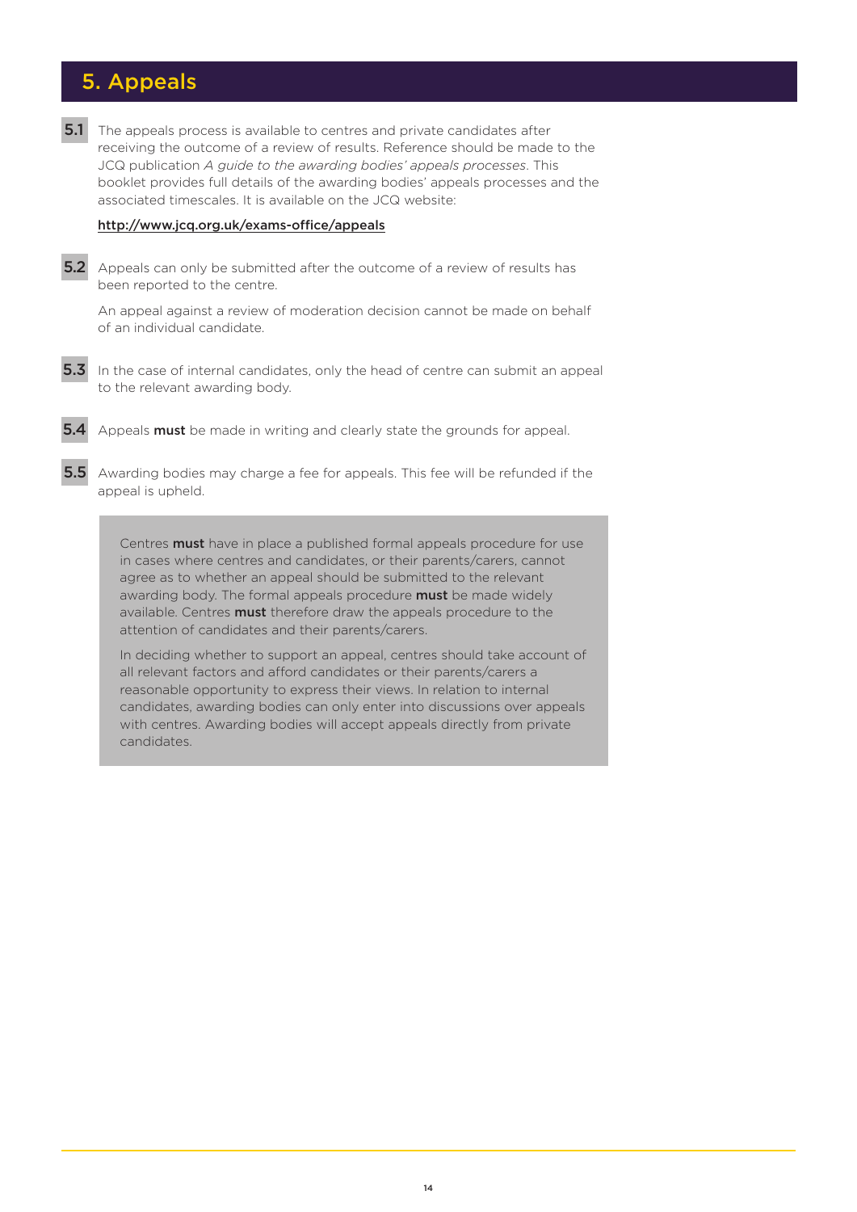## 5. Appeals

**5.1** The appeals process is available to centres and private candidates after receiving the outcome of a review of results. Reference should be made to the JCQ publication *A guide to the awarding bodies' appeals processes*. This booklet provides full details of the awarding bodies' appeals processes and the associated timescales. It is available on the JCQ website:

http://www.jcq.org.uk/exams-office/appeals

**5.2** Appeals can only be submitted after the outcome of a review of results has been reported to the centre.

An appeal against a review of moderation decision cannot be made on behalf of an individual candidate.

**5.3** In the case of internal candidates, only the head of centre can submit an appeal to the relevant awarding body.

**5.4** Appeals **must** be made in writing and clearly state the grounds for appeal.

**5.5** Awarding bodies may charge a fee for appeals. This fee will be refunded if the appeal is upheld.

> Centres **must** have in place a published formal appeals procedure for use in cases where centres and candidates, or their parents/carers, cannot agree as to whether an appeal should be submitted to the relevant awarding body. The formal appeals procedure **must** be made widely available. Centres **must** therefore draw the appeals procedure to the attention of candidates and their parents/carers.
>
> In deciding whether to support an appeal, centres should take account of all relevant factors and afford candidates or their parents/carers a reasonable opportunity to express their views. In relation to internal candidates, awarding bodies can only enter into discussions over appeals with centres. Awarding bodies will accept appeals directly from private candidates.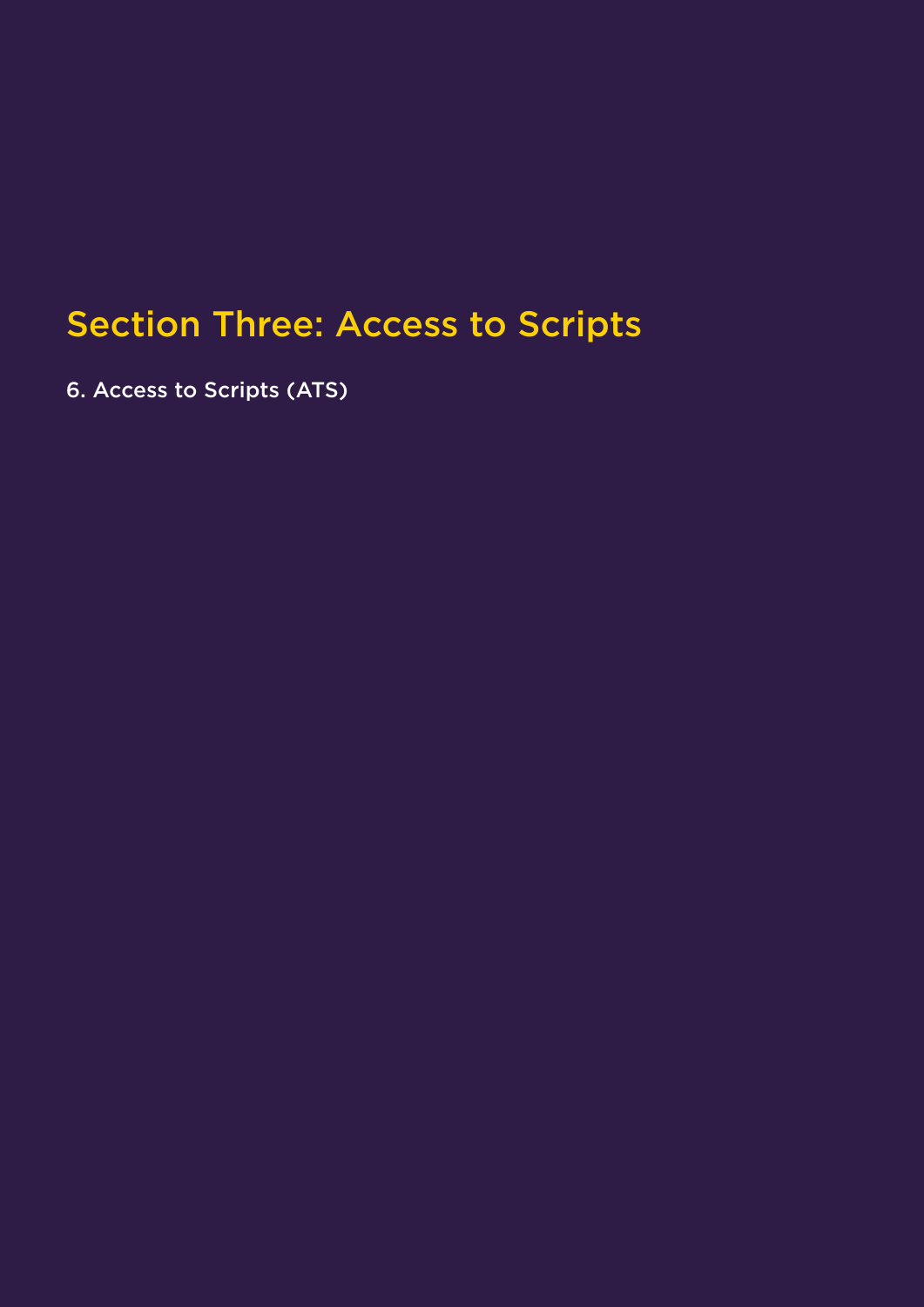# Section Three: Access to Scripts

6. Access to Scripts (ATS)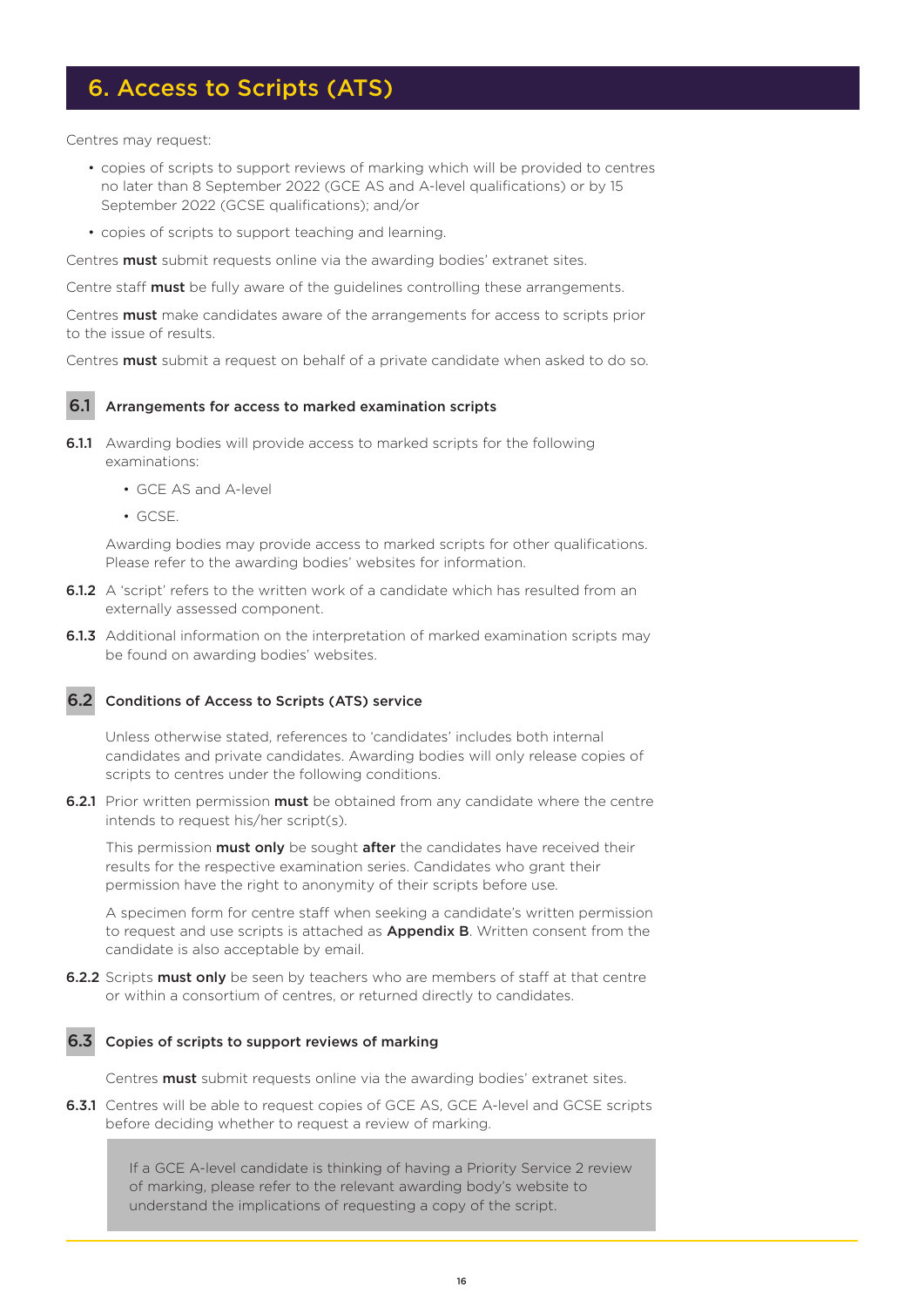# 6. Access to Scripts (ATS)

Centres may request:

- copies of scripts to support reviews of marking which will be provided to centres no later than 8 September 2022 (GCE AS and A-level qualifications) or by 15 September 2022 (GCSE qualifications); and/or
- copies of scripts to support teaching and learning.

Centres **must** submit requests online via the awarding bodies' extranet sites.

Centre staff **must** be fully aware of the guidelines controlling these arrangements.

Centres **must** make candidates aware of the arrangements for access to scripts prior to the issue of results.

Centres **must** submit a request on behalf of a private candidate when asked to do so.

## 6.1 Arrangements for access to marked examination scripts

**6.1.1** Awarding bodies will provide access to marked scripts for the following examinations:

- GCE AS and A-level
- GCSE.

Awarding bodies may provide access to marked scripts for other qualifications. Please refer to the awarding bodies' websites for information.

**6.1.2** A 'script' refers to the written work of a candidate which has resulted from an externally assessed component.

**6.1.3** Additional information on the interpretation of marked examination scripts may be found on awarding bodies' websites.

## 6.2 Conditions of Access to Scripts (ATS) service

Unless otherwise stated, references to 'candidates' includes both internal candidates and private candidates. Awarding bodies will only release copies of scripts to centres under the following conditions.

**6.2.1** Prior written permission **must** be obtained from any candidate where the centre intends to request his/her script(s).

This permission **must only** be sought **after** the candidates have received their results for the respective examination series. Candidates who grant their permission have the right to anonymity of their scripts before use.

A specimen form for centre staff when seeking a candidate's written permission to request and use scripts is attached as **Appendix B**. Written consent from the candidate is also acceptable by email.

**6.2.2** Scripts **must only** be seen by teachers who are members of staff at that centre or within a consortium of centres, or returned directly to candidates.

## 6.3 Copies of scripts to support reviews of marking

Centres **must** submit requests online via the awarding bodies' extranet sites.

**6.3.1** Centres will be able to request copies of GCE AS, GCE A-level and GCSE scripts before deciding whether to request a review of marking.

> If a GCE A-level candidate is thinking of having a Priority Service 2 review of marking, please refer to the relevant awarding body's website to understand the implications of requesting a copy of the script.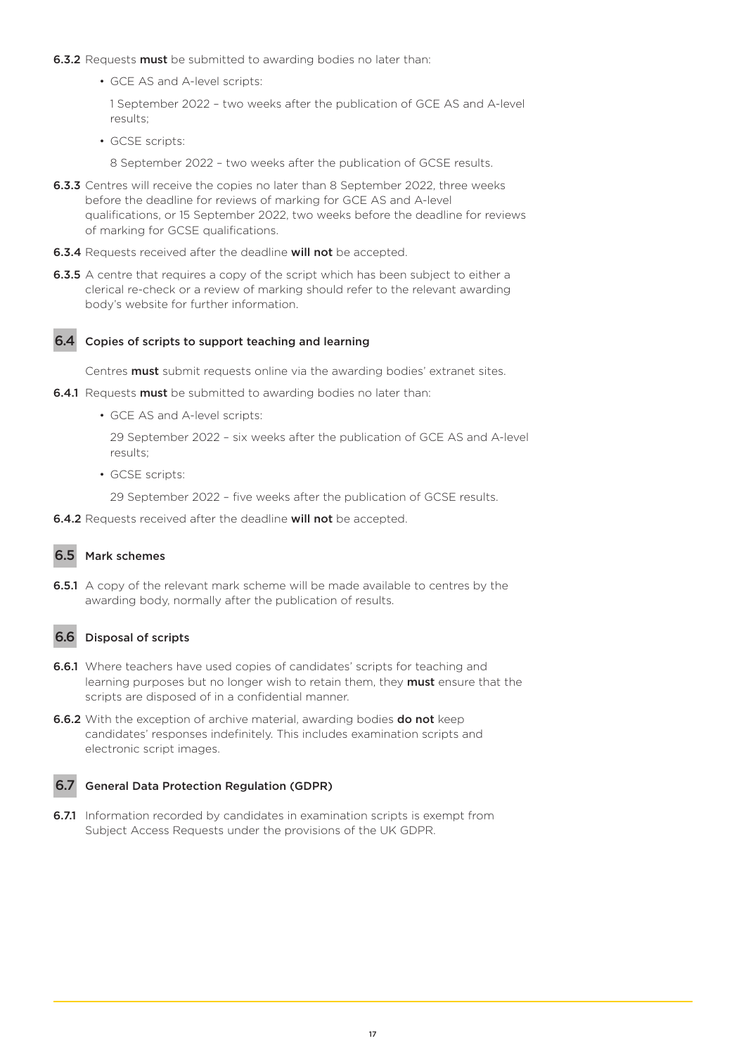**6.3.2** Requests **must** be submitted to awarding bodies no later than:

- GCE AS and A-level scripts:

  1 September 2022 – two weeks after the publication of GCE AS and A-level results;

- GCSE scripts:

  8 September 2022 – two weeks after the publication of GCSE results.

**6.3.3** Centres will receive the copies no later than 8 September 2022, three weeks before the deadline for reviews of marking for GCE AS and A-level qualifications, or 15 September 2022, two weeks before the deadline for reviews of marking for GCSE qualifications.

**6.3.4** Requests received after the deadline **will not** be accepted.

**6.3.5** A centre that requires a copy of the script which has been subject to either a clerical re-check or a review of marking should refer to the relevant awarding body's website for further information.

## 6.4 Copies of scripts to support teaching and learning

Centres **must** submit requests online via the awarding bodies' extranet sites.

**6.4.1** Requests **must** be submitted to awarding bodies no later than:

- GCE AS and A-level scripts:

  29 September 2022 – six weeks after the publication of GCE AS and A-level results;

- GCSE scripts:

  29 September 2022 – five weeks after the publication of GCSE results.

**6.4.2** Requests received after the deadline **will not** be accepted.

## 6.5 Mark schemes

**6.5.1** A copy of the relevant mark scheme will be made available to centres by the awarding body, normally after the publication of results.

## 6.6 Disposal of scripts

**6.6.1** Where teachers have used copies of candidates' scripts for teaching and learning purposes but no longer wish to retain them, they **must** ensure that the scripts are disposed of in a confidential manner.

**6.6.2** With the exception of archive material, awarding bodies **do not** keep candidates' responses indefinitely. This includes examination scripts and electronic script images.

## 6.7 General Data Protection Regulation (GDPR)

**6.7.1** Information recorded by candidates in examination scripts is exempt from Subject Access Requests under the provisions of the UK GDPR.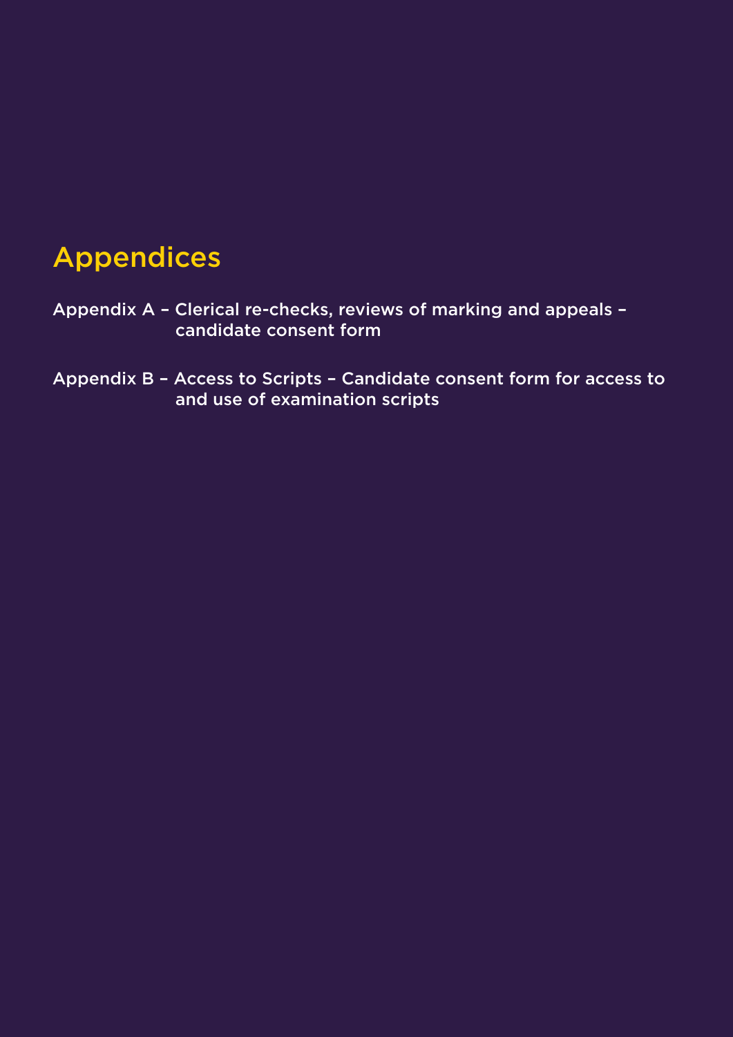# Appendices

Appendix A – Clerical re-checks, reviews of marking and appeals – candidate consent form

Appendix B – Access to Scripts – Candidate consent form for access to and use of examination scripts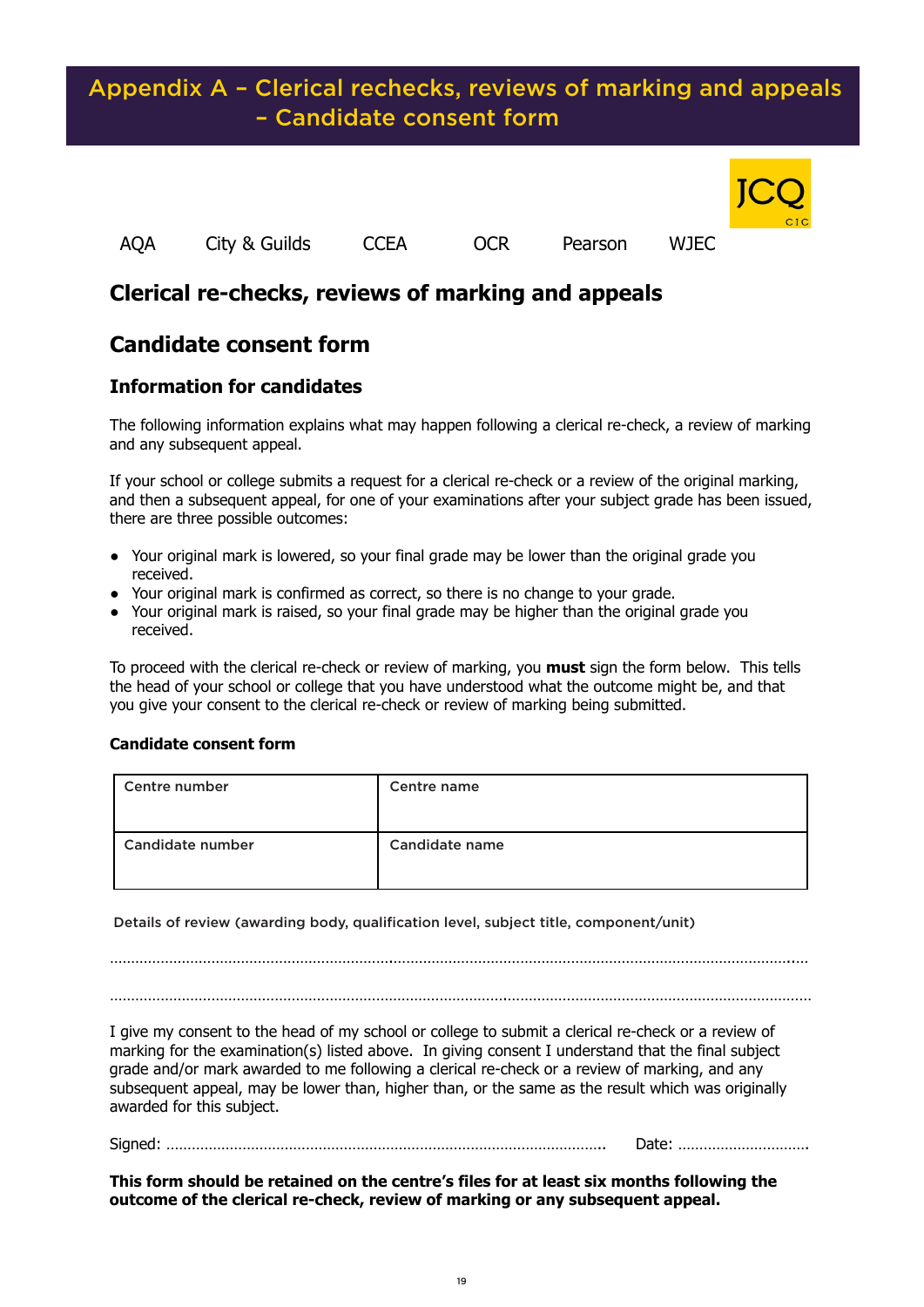# Appendix A – Clerical rechecks, reviews of marking and appeals – Candidate consent form

JCQ CIC

AQA City & Guilds CCEA OCR Pearson WJEC

## Clerical re-checks, reviews of marking and appeals

## Candidate consent form

### Information for candidates

The following information explains what may happen following a clerical re-check, a review of marking and any subsequent appeal.

If your school or college submits a request for a clerical re-check or a review of the original marking, and then a subsequent appeal, for one of your examinations after your subject grade has been issued, there are three possible outcomes:

- Your original mark is lowered, so your final grade may be lower than the original grade you received.
- Your original mark is confirmed as correct, so there is no change to your grade.
- Your original mark is raised, so your final grade may be higher than the original grade you received.

To proceed with the clerical re-check or review of marking, you **must** sign the form below. This tells the head of your school or college that you have understood what the outcome might be, and that you give your consent to the clerical re-check or review of marking being submitted.

**Candidate consent form**

| Centre number | Centre name |
|---|---|
| Candidate number | Candidate name |

Details of review (awarding body, qualification level, subject title, component/unit)

…………………………………………………………………………………………………………………………………………

…………………………………………………………………………………………………………………………………………

I give my consent to the head of my school or college to submit a clerical re-check or a review of marking for the examination(s) listed above. In giving consent I understand that the final subject grade and/or mark awarded to me following a clerical re-check or a review of marking, and any subsequent appeal, may be lower than, higher than, or the same as the result which was originally awarded for this subject.

Signed: ……………………………………………………………………………………………… Date: …………………………

**This form should be retained on the centre's files for at least six months following the outcome of the clerical re-check, review of marking or any subsequent appeal.**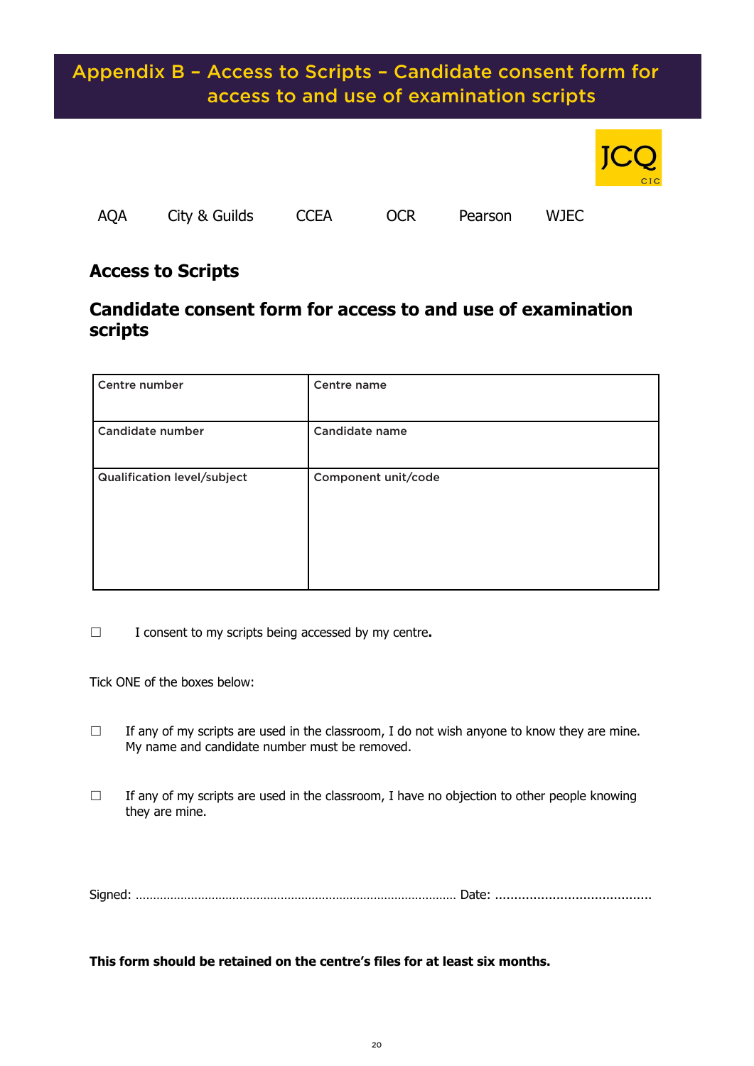# Appendix B – Access to Scripts – Candidate consent form for access to and use of examination scripts

JCQ CIC

AQA City & Guilds CCEA OCR Pearson WJEC

## Access to Scripts

## Candidate consent form for access to and use of examination scripts

| | |
|---|---|
| Centre number | Centre name |
| Candidate number | Candidate name |
| Qualification level/subject | Component unit/code |

☐ I consent to my scripts being accessed by my centre**.**

Tick ONE of the boxes below:

☐ If any of my scripts are used in the classroom, I do not wish anyone to know they are mine. My name and candidate number must be removed.

☐ If any of my scripts are used in the classroom, I have no objection to other people knowing they are mine.

Signed: ………………………………………………………………………………… Date: ........................................

**This form should be retained on the centre's files for at least six months.**